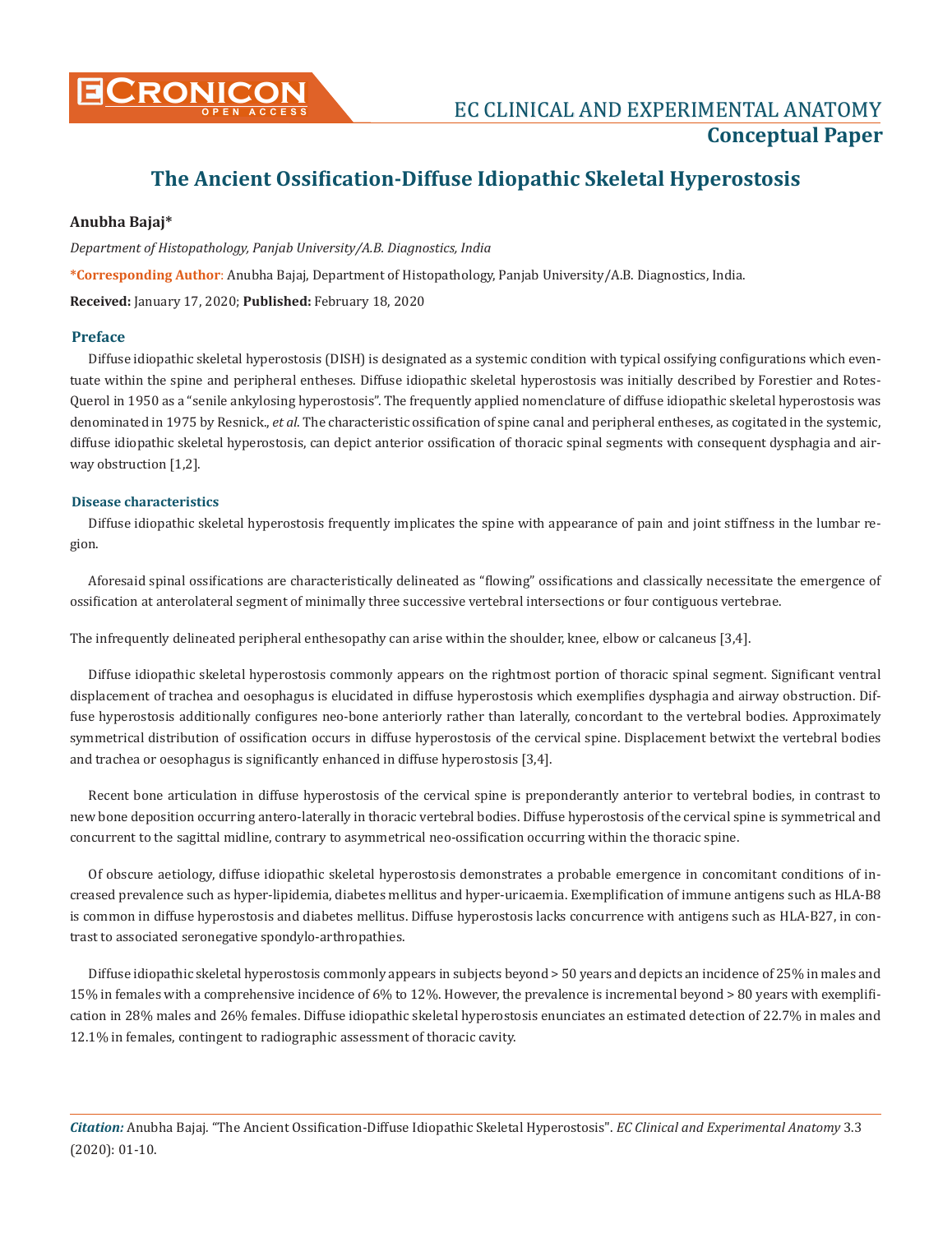EC CLINICAL AND EXPERIMENTAL ANATOMY

**Conceptual Paper**

# The Ancient Ossification-Diffuse Idiopathic Skeletal Hyperostosis

**Anubha Bajaj***

*Department of Histopathology, Panjab University/A.B. Diagnostics, India*

***Corresponding Author**: Anubha Bajaj, Department of Histopathology, Panjab University/A.B. Diagnostics, India.

**Received:** January 17, 2020; **Published:** February 18, 2020

## Preface

Diffuse idiopathic skeletal hyperostosis (DISH) is designated as a systemic condition with typical ossifying configurations which eventuate within the spine and peripheral entheses. Diffuse idiopathic skeletal hyperostosis was initially described by Forestier and Rotes-Querol in 1950 as a "senile ankylosing hyperostosis". The frequently applied nomenclature of diffuse idiopathic skeletal hyperostosis was denominated in 1975 by Resnick., *et al*. The characteristic ossification of spine canal and peripheral entheses, as cogitated in the systemic, diffuse idiopathic skeletal hyperostosis, can depict anterior ossification of thoracic spinal segments with consequent dysphagia and airway obstruction [1,2].

## Disease characteristics

Diffuse idiopathic skeletal hyperostosis frequently implicates the spine with appearance of pain and joint stiffness in the lumbar region.

Aforesaid spinal ossifications are characteristically delineated as "flowing" ossifications and classically necessitate the emergence of ossification at anterolateral segment of minimally three successive vertebral intersections or four contiguous vertebrae.

The infrequently delineated peripheral enthesopathy can arise within the shoulder, knee, elbow or calcaneus [3,4].

Diffuse idiopathic skeletal hyperostosis commonly appears on the rightmost portion of thoracic spinal segment. Significant ventral displacement of trachea and oesophagus is elucidated in diffuse hyperostosis which exemplifies dysphagia and airway obstruction. Diffuse hyperostosis additionally configures neo-bone anteriorly rather than laterally, concordant to the vertebral bodies. Approximately symmetrical distribution of ossification occurs in diffuse hyperostosis of the cervical spine. Displacement betwixt the vertebral bodies and trachea or oesophagus is significantly enhanced in diffuse hyperostosis [3,4].

Recent bone articulation in diffuse hyperostosis of the cervical spine is preponderantly anterior to vertebral bodies, in contrast to new bone deposition occurring antero-laterally in thoracic vertebral bodies. Diffuse hyperostosis of the cervical spine is symmetrical and concurrent to the sagittal midline, contrary to asymmetrical neo-ossification occurring within the thoracic spine.

Of obscure aetiology, diffuse idiopathic skeletal hyperostosis demonstrates a probable emergence in concomitant conditions of increased prevalence such as hyper-lipidemia, diabetes mellitus and hyper-uricaemia. Exemplification of immune antigens such as HLA-B8 is common in diffuse hyperostosis and diabetes mellitus. Diffuse hyperostosis lacks concurrence with antigens such as HLA-B27, in contrast to associated seronegative spondylo-arthropathies.

Diffuse idiopathic skeletal hyperostosis commonly appears in subjects beyond > 50 years and depicts an incidence of 25% in males and 15% in females with a comprehensive incidence of 6% to 12%. However, the prevalence is incremental beyond > 80 years with exemplification in 28% males and 26% females. Diffuse idiopathic skeletal hyperostosis enunciates an estimated detection of 22.7% in males and 12.1% in females, contingent to radiographic assessment of thoracic cavity.

*Citation:* Anubha Bajaj. "The Ancient Ossification-Diffuse Idiopathic Skeletal Hyperostosis". *EC Clinical and Experimental Anatomy* 3.3 (2020): 01-10.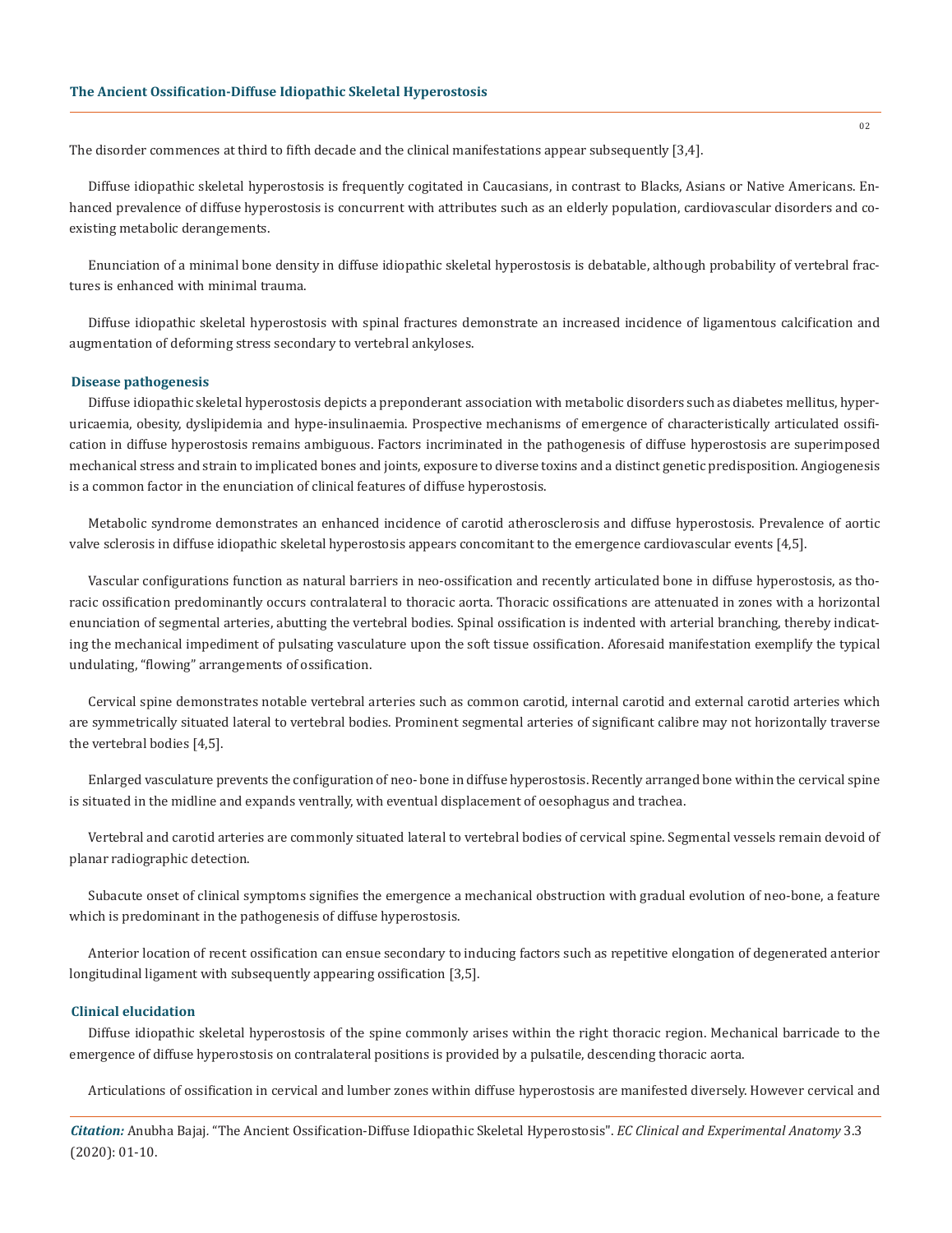The disorder commences at third to fifth decade and the clinical manifestations appear subsequently [3,4].

Diffuse idiopathic skeletal hyperostosis is frequently cogitated in Caucasians, in contrast to Blacks, Asians or Native Americans. Enhanced prevalence of diffuse hyperostosis is concurrent with attributes such as an elderly population, cardiovascular disorders and coexisting metabolic derangements.

Enunciation of a minimal bone density in diffuse idiopathic skeletal hyperostosis is debatable, although probability of vertebral fractures is enhanced with minimal trauma.

Diffuse idiopathic skeletal hyperostosis with spinal fractures demonstrate an increased incidence of ligamentous calcification and augmentation of deforming stress secondary to vertebral ankyloses.

### Disease pathogenesis

Diffuse idiopathic skeletal hyperostosis depicts a preponderant association with metabolic disorders such as diabetes mellitus, hyperuricaemia, obesity, dyslipidemia and hype-insulinaemia. Prospective mechanisms of emergence of characteristically articulated ossification in diffuse hyperostosis remains ambiguous. Factors incriminated in the pathogenesis of diffuse hyperostosis are superimposed mechanical stress and strain to implicated bones and joints, exposure to diverse toxins and a distinct genetic predisposition. Angiogenesis is a common factor in the enunciation of clinical features of diffuse hyperostosis.

Metabolic syndrome demonstrates an enhanced incidence of carotid atherosclerosis and diffuse hyperostosis. Prevalence of aortic valve sclerosis in diffuse idiopathic skeletal hyperostosis appears concomitant to the emergence cardiovascular events [4,5].

Vascular configurations function as natural barriers in neo-ossification and recently articulated bone in diffuse hyperostosis, as thoracic ossification predominantly occurs contralateral to thoracic aorta. Thoracic ossifications are attenuated in zones with a horizontal enunciation of segmental arteries, abutting the vertebral bodies. Spinal ossification is indented with arterial branching, thereby indicating the mechanical impediment of pulsating vasculature upon the soft tissue ossification. Aforesaid manifestation exemplify the typical undulating, "flowing" arrangements of ossification.

Cervical spine demonstrates notable vertebral arteries such as common carotid, internal carotid and external carotid arteries which are symmetrically situated lateral to vertebral bodies. Prominent segmental arteries of significant calibre may not horizontally traverse the vertebral bodies [4,5].

Enlarged vasculature prevents the configuration of neo- bone in diffuse hyperostosis. Recently arranged bone within the cervical spine is situated in the midline and expands ventrally, with eventual displacement of oesophagus and trachea.

Vertebral and carotid arteries are commonly situated lateral to vertebral bodies of cervical spine. Segmental vessels remain devoid of planar radiographic detection.

Subacute onset of clinical symptoms signifies the emergence a mechanical obstruction with gradual evolution of neo-bone, a feature which is predominant in the pathogenesis of diffuse hyperostosis.

Anterior location of recent ossification can ensue secondary to inducing factors such as repetitive elongation of degenerated anterior longitudinal ligament with subsequently appearing ossification [3,5].

### Clinical elucidation

Diffuse idiopathic skeletal hyperostosis of the spine commonly arises within the right thoracic region. Mechanical barricade to the emergence of diffuse hyperostosis on contralateral positions is provided by a pulsatile, descending thoracic aorta.

Articulations of ossification in cervical and lumber zones within diffuse hyperostosis are manifested diversely. However cervical and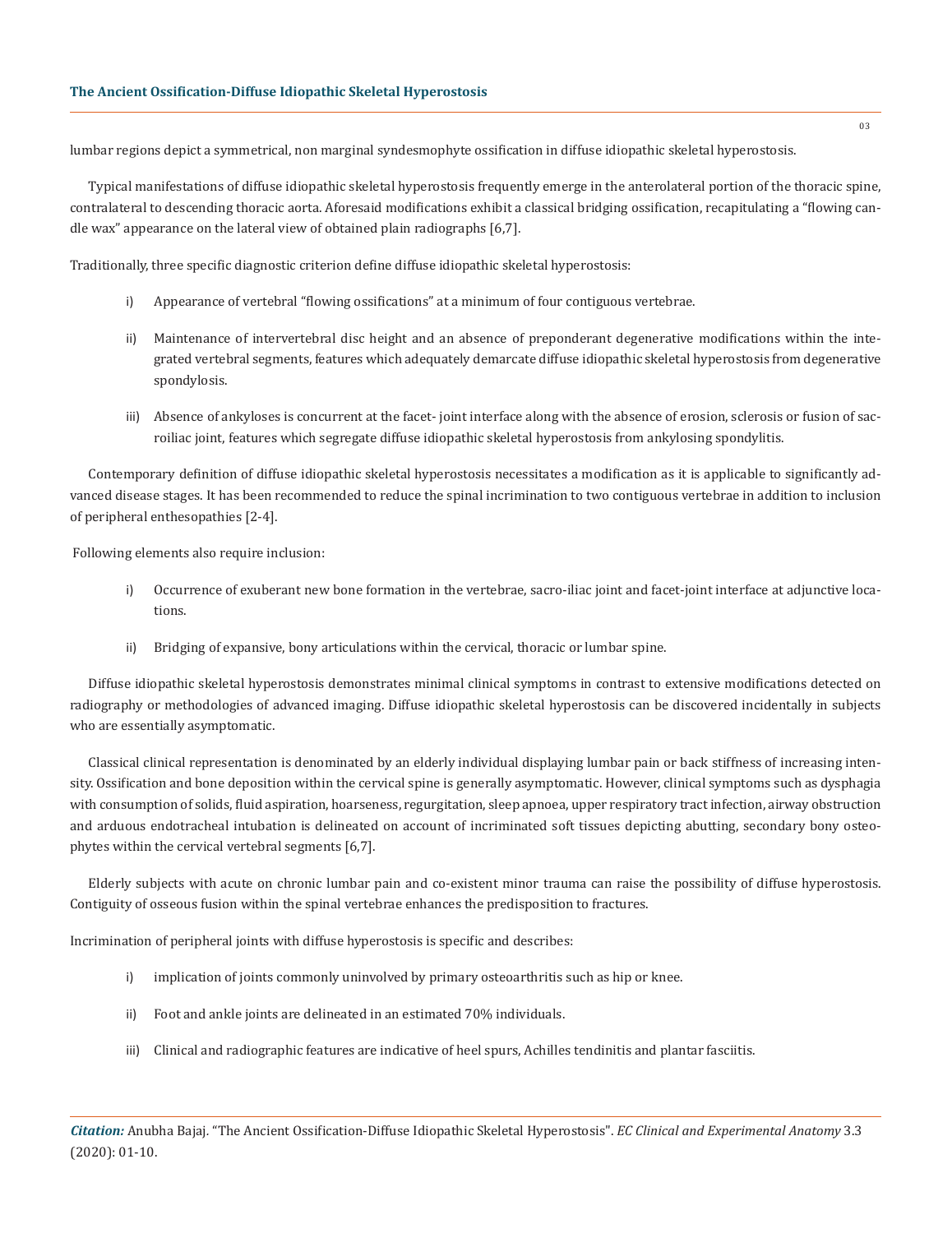lumbar regions depict a symmetrical, non marginal syndesmophyte ossification in diffuse idiopathic skeletal hyperostosis.

Typical manifestations of diffuse idiopathic skeletal hyperostosis frequently emerge in the anterolateral portion of the thoracic spine, contralateral to descending thoracic aorta. Aforesaid modifications exhibit a classical bridging ossification, recapitulating a "flowing candle wax" appearance on the lateral view of obtained plain radiographs [6,7].

Traditionally, three specific diagnostic criterion define diffuse idiopathic skeletal hyperostosis:

i) Appearance of vertebral "flowing ossifications" at a minimum of four contiguous vertebrae.

ii) Maintenance of intervertebral disc height and an absence of preponderant degenerative modifications within the integrated vertebral segments, features which adequately demarcate diffuse idiopathic skeletal hyperostosis from degenerative spondylosis.

iii) Absence of ankyloses is concurrent at the facet- joint interface along with the absence of erosion, sclerosis or fusion of sacroiliac joint, features which segregate diffuse idiopathic skeletal hyperostosis from ankylosing spondylitis.

Contemporary definition of diffuse idiopathic skeletal hyperostosis necessitates a modification as it is applicable to significantly advanced disease stages. It has been recommended to reduce the spinal incrimination to two contiguous vertebrae in addition to inclusion of peripheral enthesopathies [2-4].

Following elements also require inclusion:

i) Occurrence of exuberant new bone formation in the vertebrae, sacro-iliac joint and facet-joint interface at adjunctive locations.

ii) Bridging of expansive, bony articulations within the cervical, thoracic or lumbar spine.

Diffuse idiopathic skeletal hyperostosis demonstrates minimal clinical symptoms in contrast to extensive modifications detected on radiography or methodologies of advanced imaging. Diffuse idiopathic skeletal hyperostosis can be discovered incidentally in subjects who are essentially asymptomatic.

Classical clinical representation is denominated by an elderly individual displaying lumbar pain or back stiffness of increasing intensity. Ossification and bone deposition within the cervical spine is generally asymptomatic. However, clinical symptoms such as dysphagia with consumption of solids, fluid aspiration, hoarseness, regurgitation, sleep apnoea, upper respiratory tract infection, airway obstruction and arduous endotracheal intubation is delineated on account of incriminated soft tissues depicting abutting, secondary bony osteophytes within the cervical vertebral segments [6,7].

Elderly subjects with acute on chronic lumbar pain and co-existent minor trauma can raise the possibility of diffuse hyperostosis. Contiguity of osseous fusion within the spinal vertebrae enhances the predisposition to fractures.

Incrimination of peripheral joints with diffuse hyperostosis is specific and describes:

i) implication of joints commonly uninvolved by primary osteoarthritis such as hip or knee.

ii) Foot and ankle joints are delineated in an estimated 70% individuals.

iii) Clinical and radiographic features are indicative of heel spurs, Achilles tendinitis and plantar fasciitis.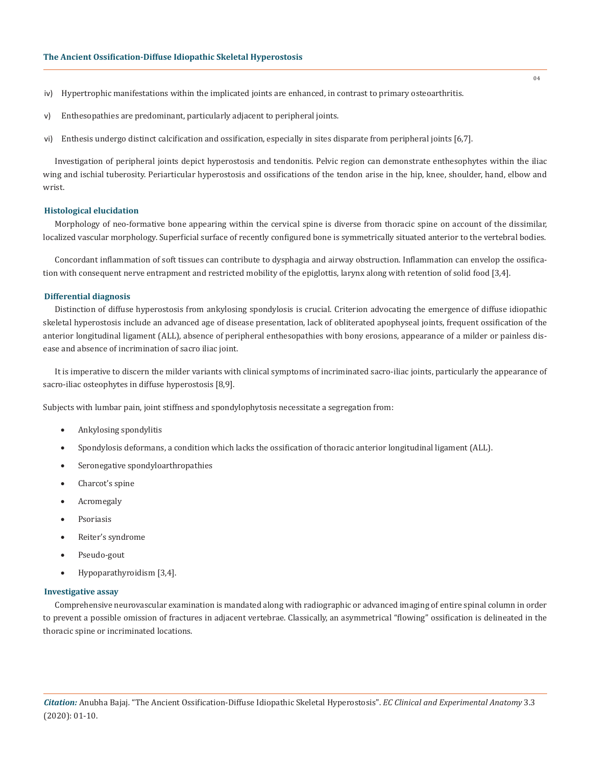iv) Hypertrophic manifestations within the implicated joints are enhanced, in contrast to primary osteoarthritis.

v) Enthesopathies are predominant, particularly adjacent to peripheral joints.

vi) Enthesis undergo distinct calcification and ossification, especially in sites disparate from peripheral joints [6,7].

Investigation of peripheral joints depict hyperostosis and tendonitis. Pelvic region can demonstrate enthesophytes within the iliac wing and ischial tuberosity. Periarticular hyperostosis and ossifications of the tendon arise in the hip, knee, shoulder, hand, elbow and wrist.

### Histological elucidation

Morphology of neo-formative bone appearing within the cervical spine is diverse from thoracic spine on account of the dissimilar, localized vascular morphology. Superficial surface of recently configured bone is symmetrically situated anterior to the vertebral bodies.

Concordant inflammation of soft tissues can contribute to dysphagia and airway obstruction. Inflammation can envelop the ossification with consequent nerve entrapment and restricted mobility of the epiglottis, larynx along with retention of solid food [3,4].

### Differential diagnosis

Distinction of diffuse hyperostosis from ankylosing spondylosis is crucial. Criterion advocating the emergence of diffuse idiopathic skeletal hyperostosis include an advanced age of disease presentation, lack of obliterated apophyseal joints, frequent ossification of the anterior longitudinal ligament (ALL), absence of peripheral enthesopathies with bony erosions, appearance of a milder or painless disease and absence of incrimination of sacro iliac joint.

It is imperative to discern the milder variants with clinical symptoms of incriminated sacro-iliac joints, particularly the appearance of sacro-iliac osteophytes in diffuse hyperostosis [8,9].

Subjects with lumbar pain, joint stiffness and spondylophytosis necessitate a segregation from:

- Ankylosing spondylitis
- Spondylosis deformans, a condition which lacks the ossification of thoracic anterior longitudinal ligament (ALL).
- Seronegative spondyloarthropathies
- Charcot's spine
- Acromegaly
- Psoriasis
- Reiter's syndrome
- Pseudo-gout
- Hypoparathyroidism [3,4].

### Investigative assay

Comprehensive neurovascular examination is mandated along with radiographic or advanced imaging of entire spinal column in order to prevent a possible omission of fractures in adjacent vertebrae. Classically, an asymmetrical "flowing" ossification is delineated in the thoracic spine or incriminated locations.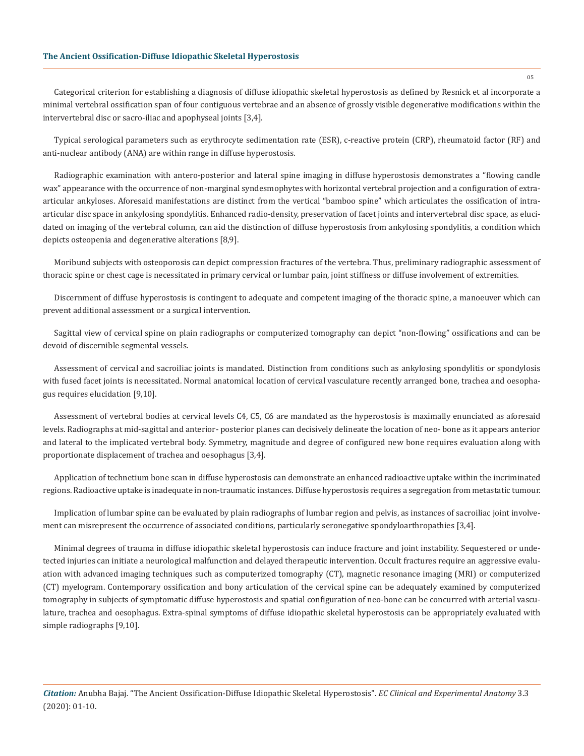Categorical criterion for establishing a diagnosis of diffuse idiopathic skeletal hyperostosis as defined by Resnick et al incorporate a minimal vertebral ossification span of four contiguous vertebrae and an absence of grossly visible degenerative modifications within the intervertebral disc or sacro-iliac and apophyseal joints [3,4].

Typical serological parameters such as erythrocyte sedimentation rate (ESR), c-reactive protein (CRP), rheumatoid factor (RF) and anti-nuclear antibody (ANA) are within range in diffuse hyperostosis.

Radiographic examination with antero-posterior and lateral spine imaging in diffuse hyperostosis demonstrates a "flowing candle wax" appearance with the occurrence of non-marginal syndesmophytes with horizontal vertebral projection and a configuration of extra-articular ankyloses. Aforesaid manifestations are distinct from the vertical "bamboo spine" which articulates the ossification of intra-articular disc space in ankylosing spondylitis. Enhanced radio-density, preservation of facet joints and intervertebral disc space, as elucidated on imaging of the vertebral column, can aid the distinction of diffuse hyperostosis from ankylosing spondylitis, a condition which depicts osteopenia and degenerative alterations [8,9].

Moribund subjects with osteoporosis can depict compression fractures of the vertebra. Thus, preliminary radiographic assessment of thoracic spine or chest cage is necessitated in primary cervical or lumbar pain, joint stiffness or diffuse involvement of extremities.

Discernment of diffuse hyperostosis is contingent to adequate and competent imaging of the thoracic spine, a manoeuver which can prevent additional assessment or a surgical intervention.

Sagittal view of cervical spine on plain radiographs or computerized tomography can depict "non-flowing" ossifications and can be devoid of discernible segmental vessels.

Assessment of cervical and sacroiliac joints is mandated. Distinction from conditions such as ankylosing spondylitis or spondylosis with fused facet joints is necessitated. Normal anatomical location of cervical vasculature recently arranged bone, trachea and oesophagus requires elucidation [9,10].

Assessment of vertebral bodies at cervical levels C4, C5, C6 are mandated as the hyperostosis is maximally enunciated as aforesaid levels. Radiographs at mid-sagittal and anterior- posterior planes can decisively delineate the location of neo- bone as it appears anterior and lateral to the implicated vertebral body. Symmetry, magnitude and degree of configured new bone requires evaluation along with proportionate displacement of trachea and oesophagus [3,4].

Application of technetium bone scan in diffuse hyperostosis can demonstrate an enhanced radioactive uptake within the incriminated regions. Radioactive uptake is inadequate in non-traumatic instances. Diffuse hyperostosis requires a segregation from metastatic tumour.

Implication of lumbar spine can be evaluated by plain radiographs of lumbar region and pelvis, as instances of sacroiliac joint involvement can misrepresent the occurrence of associated conditions, particularly seronegative spondyloarthropathies [3,4].

Minimal degrees of trauma in diffuse idiopathic skeletal hyperostosis can induce fracture and joint instability. Sequestered or undetected injuries can initiate a neurological malfunction and delayed therapeutic intervention. Occult fractures require an aggressive evaluation with advanced imaging techniques such as computerized tomography (CT), magnetic resonance imaging (MRI) or computerized (CT) myelogram. Contemporary ossification and bony articulation of the cervical spine can be adequately examined by computerized tomography in subjects of symptomatic diffuse hyperostosis and spatial configuration of neo-bone can be concurred with arterial vasculature, trachea and oesophagus. Extra-spinal symptoms of diffuse idiopathic skeletal hyperostosis can be appropriately evaluated with simple radiographs [9,10].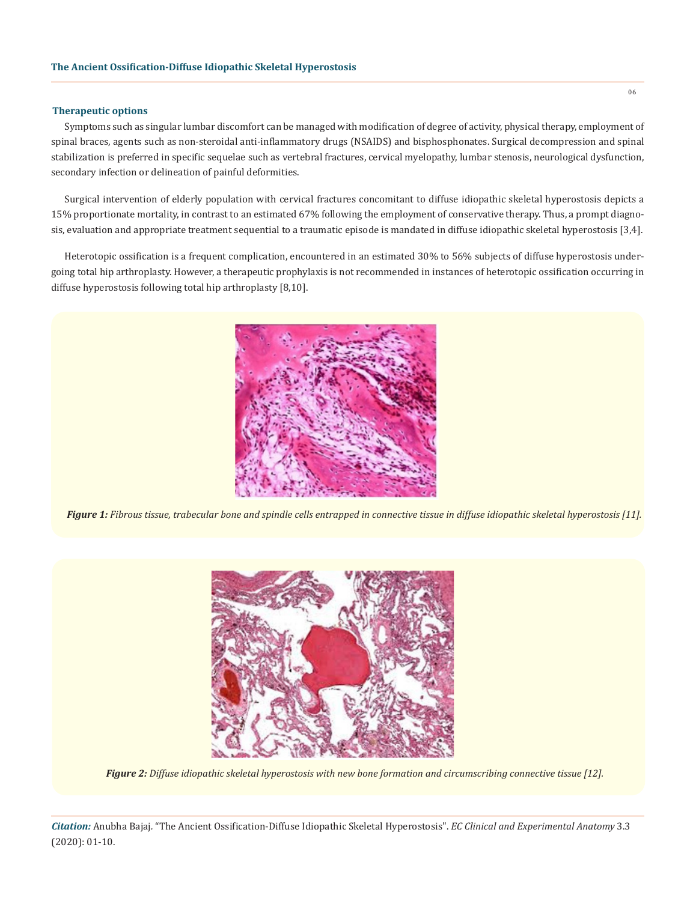### Therapeutic options

Symptoms such as singular lumbar discomfort can be managed with modification of degree of activity, physical therapy, employment of spinal braces, agents such as non-steroidal anti-inflammatory drugs (NSAIDS) and bisphosphonates. Surgical decompression and spinal stabilization is preferred in specific sequelae such as vertebral fractures, cervical myelopathy, lumbar stenosis, neurological dysfunction, secondary infection or delineation of painful deformities.

Surgical intervention of elderly population with cervical fractures concomitant to diffuse idiopathic skeletal hyperostosis depicts a 15% proportionate mortality, in contrast to an estimated 67% following the employment of conservative therapy. Thus, a prompt diagnosis, evaluation and appropriate treatment sequential to a traumatic episode is mandated in diffuse idiopathic skeletal hyperostosis [3,4].

Heterotopic ossification is a frequent complication, encountered in an estimated 30% to 56% subjects of diffuse hyperostosis undergoing total hip arthroplasty. However, a therapeutic prophylaxis is not recommended in instances of heterotopic ossification occurring in diffuse hyperostosis following total hip arthroplasty [8,10].

***Figure 1:*** *Fibrous tissue, trabecular bone and spindle cells entrapped in connective tissue in diffuse idiopathic skeletal hyperostosis [11].*

***Figure 2:*** *Diffuse idiopathic skeletal hyperostosis with new bone formation and circumscribing connective tissue [12].*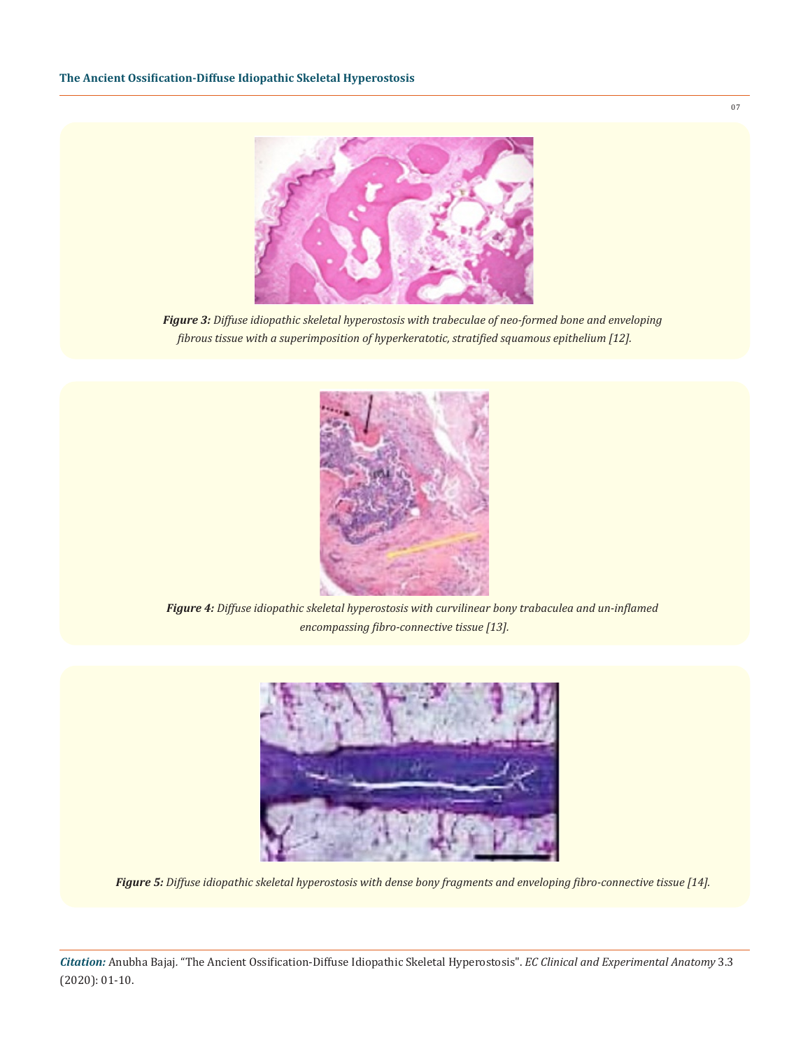*Figure 3: Diffuse idiopathic skeletal hyperostosis with trabeculae of neo-formed bone and enveloping fibrous tissue with a superimposition of hyperkeratotic, stratified squamous epithelium [12].*

*Figure 4: Diffuse idiopathic skeletal hyperostosis with curvilinear bony trabaculea and un-inflamed encompassing fibro-connective tissue [13].*

*Figure 5: Diffuse idiopathic skeletal hyperostosis with dense bony fragments and enveloping fibro-connective tissue [14].*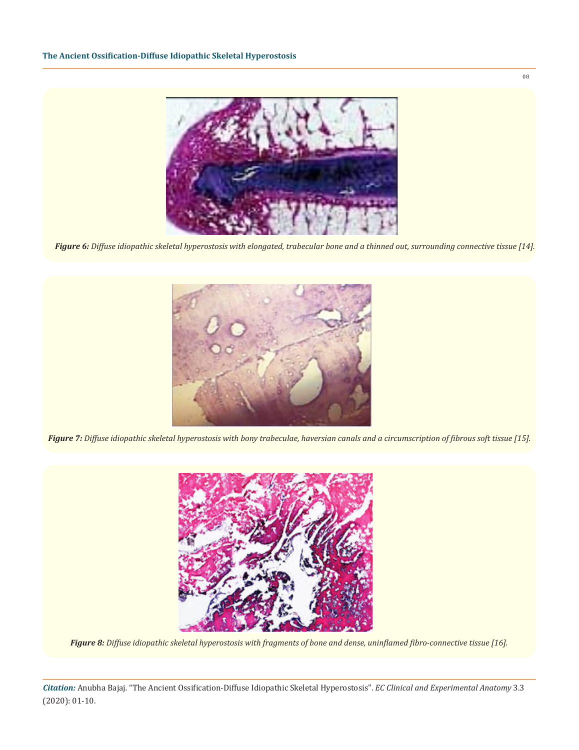*Figure 6: Diffuse idiopathic skeletal hyperostosis with elongated, trabecular bone and a thinned out, surrounding connective tissue [14].*

*Figure 7: Diffuse idiopathic skeletal hyperostosis with bony trabeculae, haversian canals and a circumscription of fibrous soft tissue [15].*

*Figure 8: Diffuse idiopathic skeletal hyperostosis with fragments of bone and dense, uninflamed fibro-connective tissue [16].*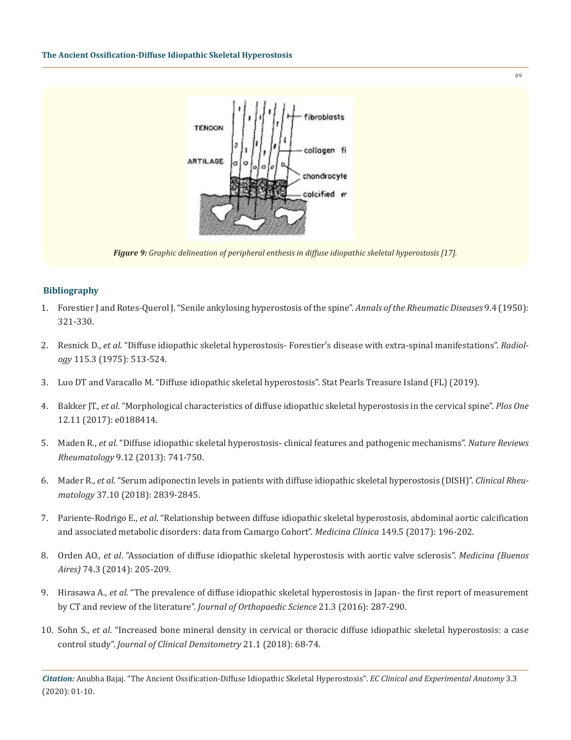*Figure 9: Graphic delineation of peripheral enthesis in diffuse idiopathic skeletal hyperostosis [17].*

## Bibliography

1. Forestier J and Rotes-Querol J. "Senile ankylosing hyperostosis of the spine". *Annals of the Rheumatic Diseases* 9.4 (1950): 321-330.
2. Resnick D., *et al*. "Diffuse idiopathic skeletal hyperostosis- Forestier's disease with extra-spinal manifestations". *Radiology* 115.3 (1975): 513-524.
3. Luo DT and Varacallo M. "Diffuse idiopathic skeletal hyperostosis". Stat Pearls Treasure Island (FL) (2019).
4. Bakker JT., *et al*. "Morphological characteristics of diffuse idiopathic skeletal hyperostosis in the cervical spine". *Plos One* 12.11 (2017): e0188414.
5. Maden R., *et al*. "Diffuse idiopathic skeletal hyperostosis- clinical features and pathogenic mechanisms". *Nature Reviews Rheumatology* 9.12 (2013): 741-750.
6. Mader R., *et al*. "Serum adiponectin levels in patients with diffuse idiopathic skeletal hyperostosis (DISH)". *Clinical Rheumatology* 37.10 (2018): 2839-2845.
7. Pariente-Rodrigo E., *et al*. "Relationship between diffuse idiopathic skeletal hyperostosis, abdominal aortic calcification and associated metabolic disorders: data from Camargo Cohort". *Medicina Clínica* 149.5 (2017): 196-202.
8. Orden AO., *et al*. "Association of diffuse idiopathic skeletal hyperostosis with aortic valve sclerosis". *Medicina (Buenos Aires)* 74.3 (2014): 205-209.
9. Hirasawa A., *et al*. "The prevalence of diffuse idiopathic skeletal hyperostosis in Japan- the first report of measurement by CT and review of the literature". *Journal of Orthopaedic Science* 21.3 (2016): 287-290.
10. Sohn S., *et al*. "Increased bone mineral density in cervical or thoracic diffuse idiopathic skeletal hyperostosis: a case control study". *Journal of Clinical Densitometry* 21.1 (2018): 68-74.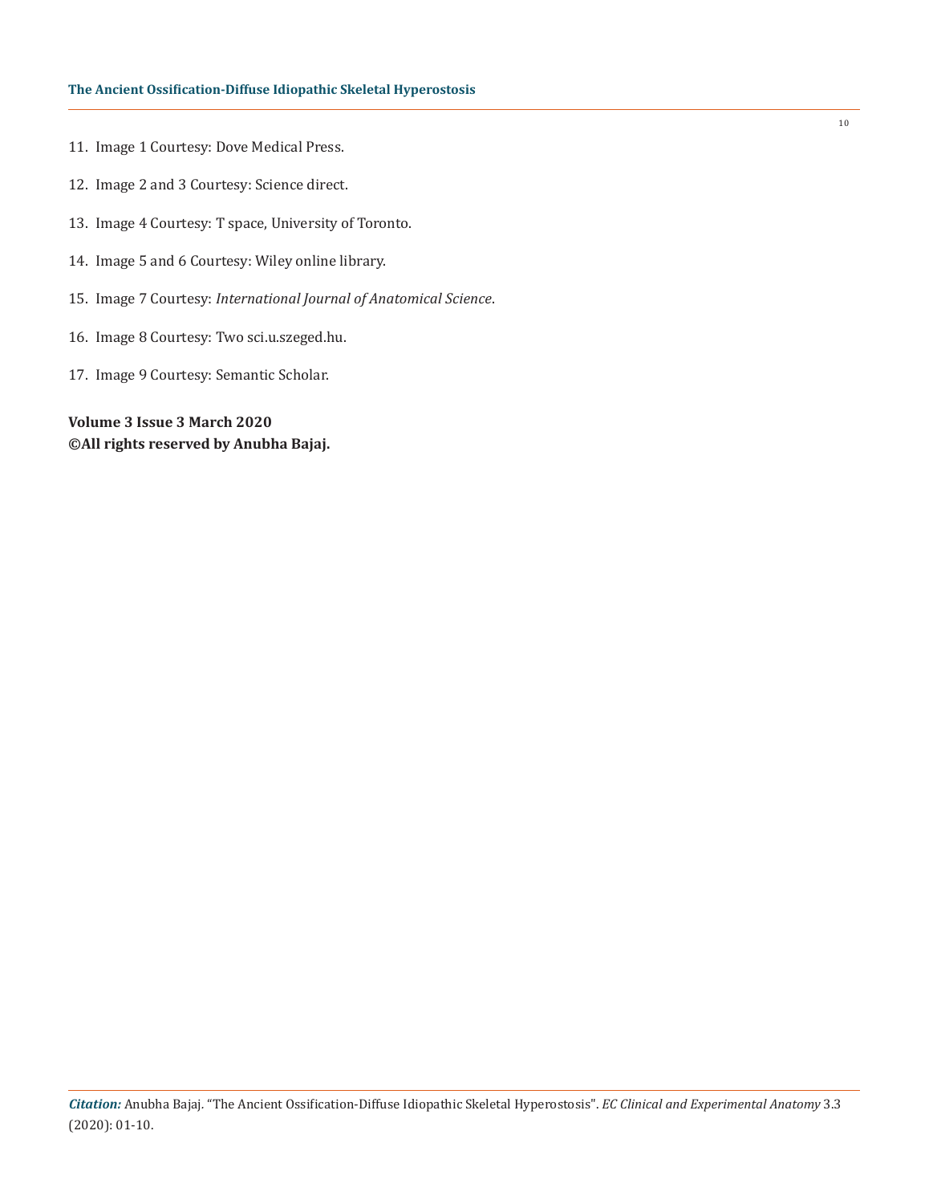11. Image 1 Courtesy: Dove Medical Press.
12. Image 2 and 3 Courtesy: Science direct.
13. Image 4 Courtesy: T space, University of Toronto.
14. Image 5 and 6 Courtesy: Wiley online library.
15. Image 7 Courtesy: *International Journal of Anatomical Science*.
16. Image 8 Courtesy: Two sci.u.szeged.hu.
17. Image 9 Courtesy: Semantic Scholar.

**Volume 3 Issue 3 March 2020**
**©All rights reserved by Anubha Bajaj.**